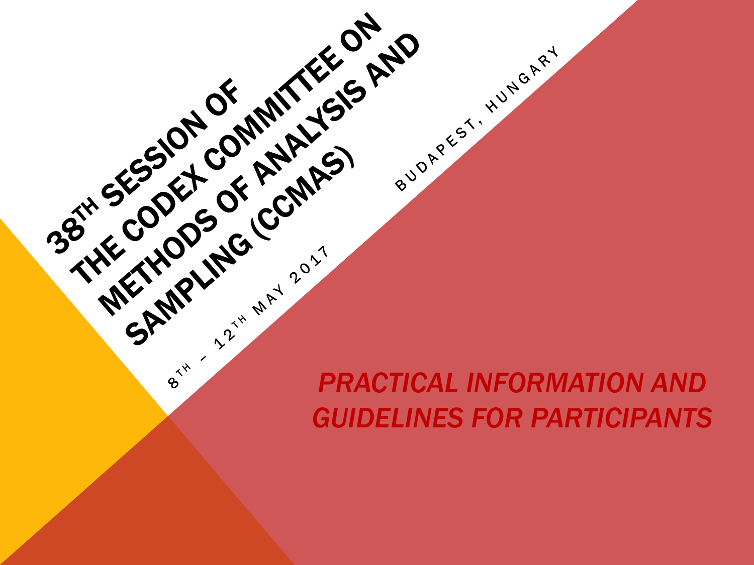# 38TH SESSION OF THE CODEX COMMITTEE ON METHODS OF ANALYSIS AND SAMPLING (CCMAS)

8TH – 12TH MAY 2017

BUDAPEST, HUNGARY

*PRACTICAL INFORMATION AND GUIDELINES FOR PARTICIPANTS*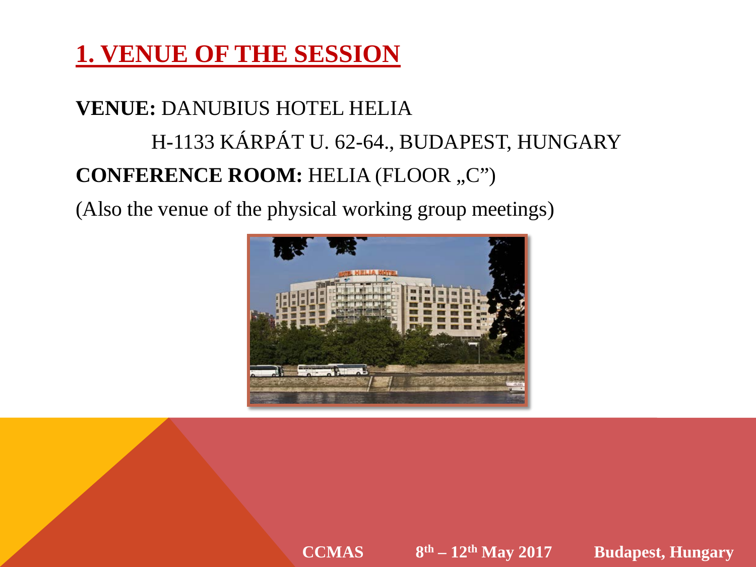# 1. VENUE OF THE SESSION

**VENUE:** DANUBIUS HOTEL HELIA

H-1133 KÁRPÁT U. 62-64., BUDAPEST, HUNGARY

**CONFERENCE ROOM:** HELIA (FLOOR „C")

(Also the venue of the physical working group meetings)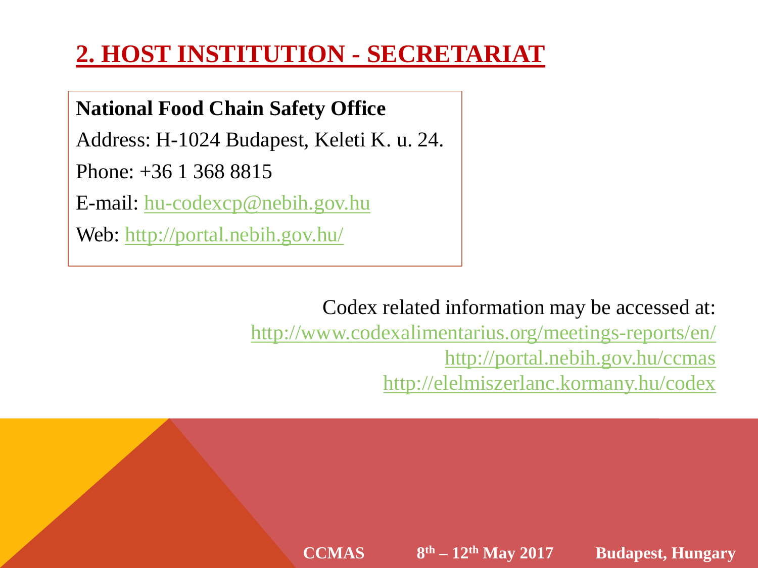## 2. HOST INSTITUTION - SECRETARIAT

**National Food Chain Safety Office**

Address: H-1024 Budapest, Keleti K. u. 24.

Phone: +36 1 368 8815

E-mail: hu-codexcp@nebih.gov.hu

Web: http://portal.nebih.gov.hu/

Codex related information may be accessed at:
http://www.codexalimentarius.org/meetings-reports/en/
http://portal.nebih.gov.hu/ccmas
http://elelmiszerlanc.kormany.hu/codex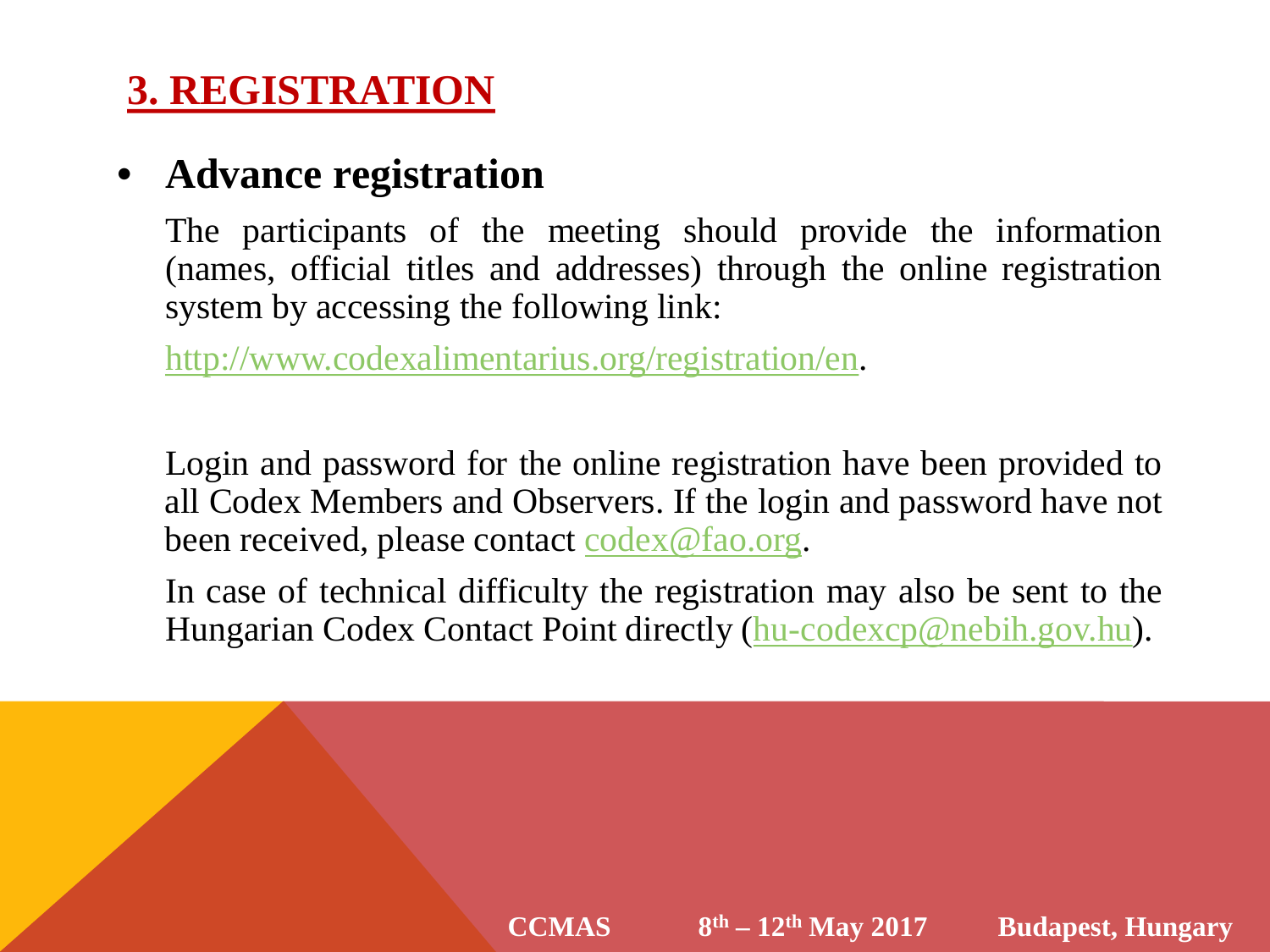## 3. REGISTRATION

- **Advance registration**

  The participants of the meeting should provide the information (names, official titles and addresses) through the online registration system by accessing the following link:

  http://www.codexalimentarius.org/registration/en.

  Login and password for the online registration have been provided to all Codex Members and Observers. If the login and password have not been received, please contact codex@fao.org.

  In case of technical difficulty the registration may also be sent to the Hungarian Codex Contact Point directly (hu-codexcp@nebih.gov.hu).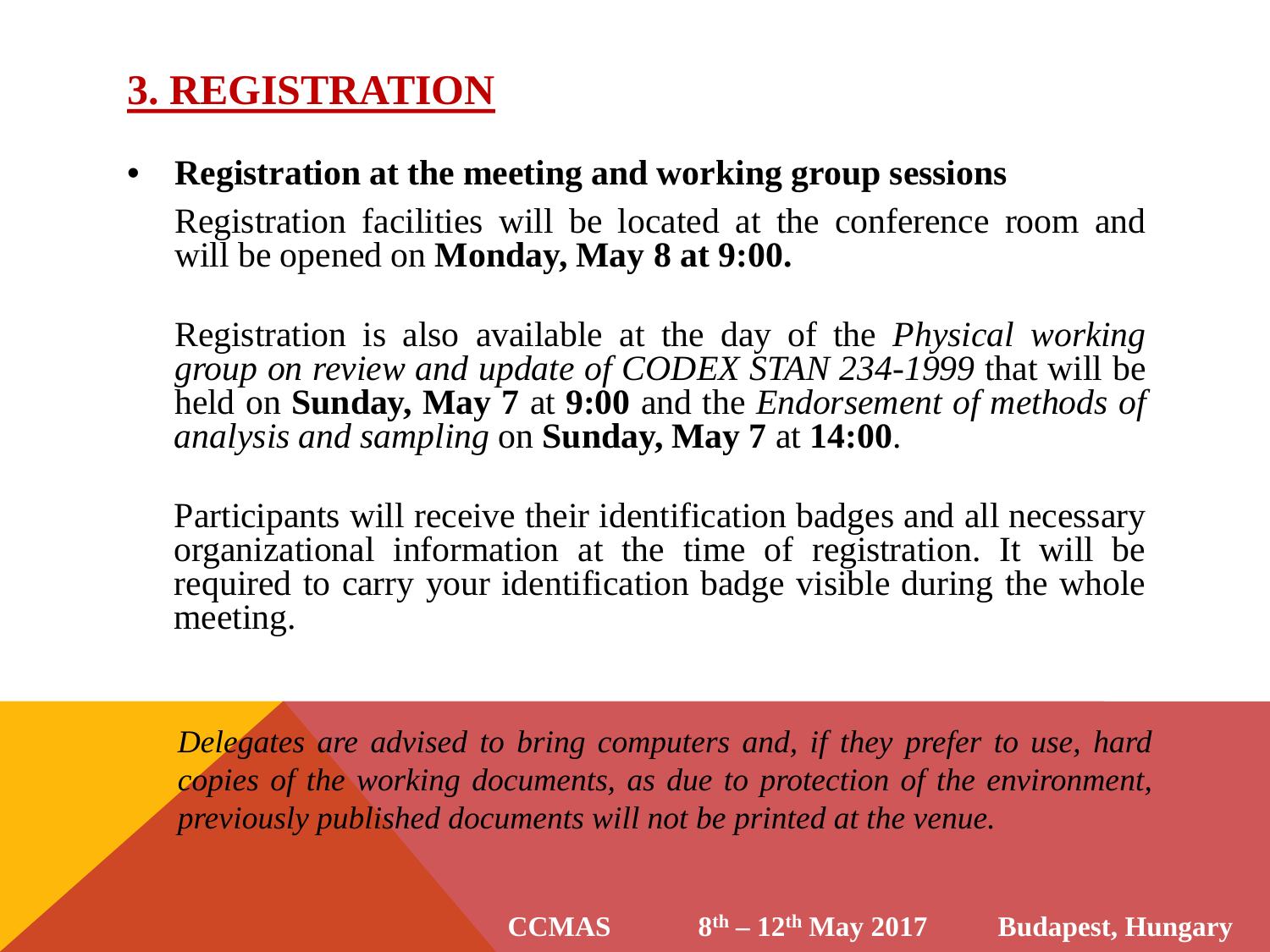# 3. REGISTRATION

- **Registration at the meeting and working group sessions**

  Registration facilities will be located at the conference room and will be opened on **Monday, May 8 at 9:00.**

  Registration is also available at the day of the *Physical working group on review and update of CODEX STAN 234-1999* that will be held on **Sunday, May 7** at **9:00** and the *Endorsement of methods of analysis and sampling* on **Sunday, May 7** at **14:00**.

  Participants will receive their identification badges and all necessary organizational information at the time of registration. It will be required to carry your identification badge visible during the whole meeting.

*Delegates are advised to bring computers and, if they prefer to use, hard copies of the working documents, as due to protection of the environment, previously published documents will not be printed at the venue.*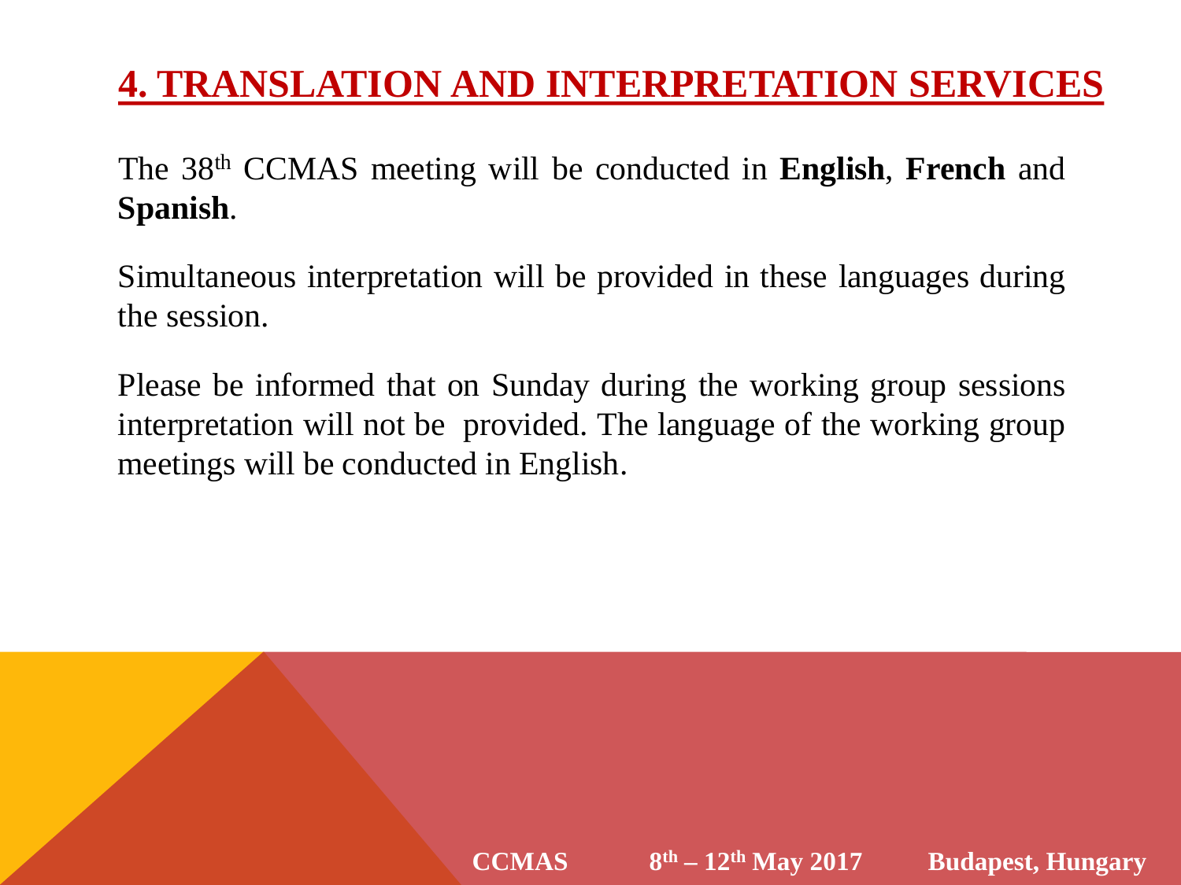# 4. TRANSLATION AND INTERPRETATION SERVICES

The 38th CCMAS meeting will be conducted in **English**, **French** and **Spanish**.

Simultaneous interpretation will be provided in these languages during the session.

Please be informed that on Sunday during the working group sessions interpretation will not be provided. The language of the working group meetings will be conducted in English.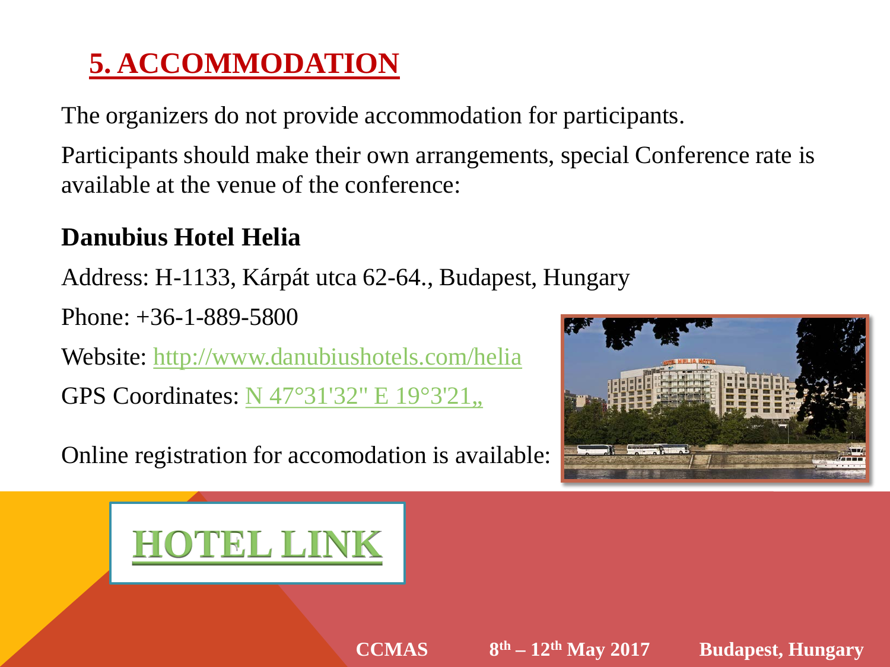# 5. ACCOMMODATION

The organizers do not provide accommodation for participants.

Participants should make their own arrangements, special Conference rate is available at the venue of the conference:

**Danubius Hotel Helia**

Address: H-1133, Kárpát utca 62-64., Budapest, Hungary

Phone: +36-1-889-5800

Website: http://www.danubiushotels.com/helia

GPS Coordinates: N 47°31'32" E 19°3'21„

Online registration for accomodation is available:

**HOTEL LINK**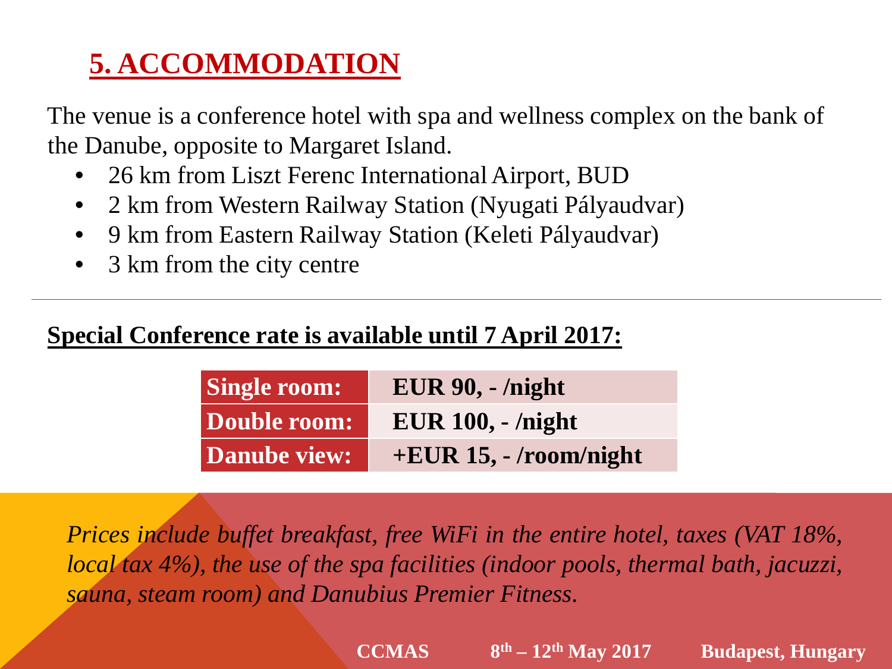## 5. ACCOMMODATION

The venue is a conference hotel with spa and wellness complex on the bank of the Danube, opposite to Margaret Island.

- 26 km from Liszt Ferenc International Airport, BUD
- 2 km from Western Railway Station (Nyugati Pályaudvar)
- 9 km from Eastern Railway Station (Keleti Pályaudvar)
- 3 km from the city centre

---

**Special Conference rate is available until 7 April 2017:**

| **Single room:** | **EUR 90, - /night** |
|---|---|
| **Double room:** | **EUR 100, - /night** |
| **Danube view:** | **+EUR 15, - /room/night** |

*Prices include buffet breakfast, free WiFi in the entire hotel, taxes (VAT 18%, local tax 4%), the use of the spa facilities (indoor pools, thermal bath, jacuzzi, sauna, steam room) and Danubius Premier Fitness.*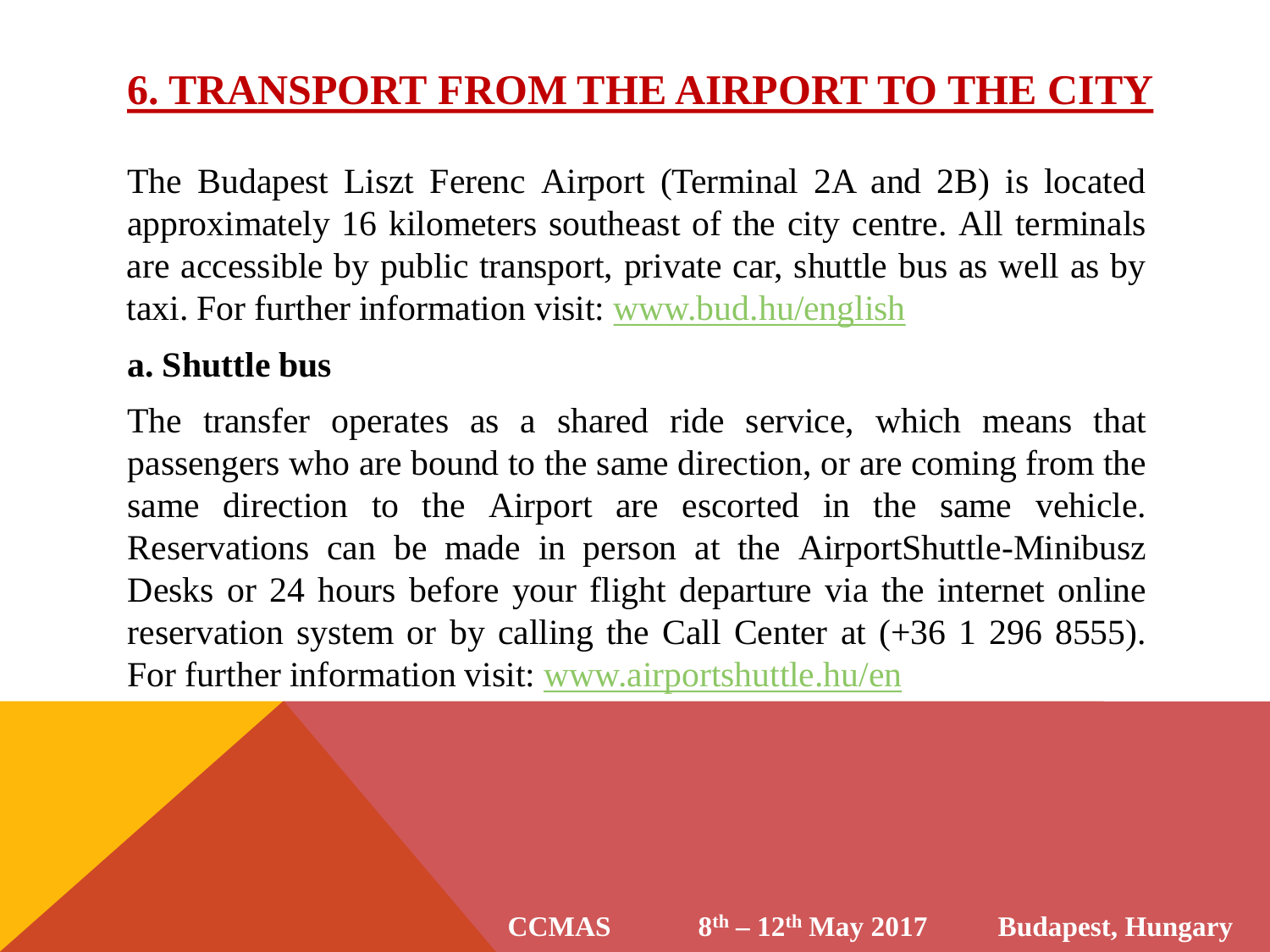# 6. TRANSPORT FROM THE AIRPORT TO THE CITY

The Budapest Liszt Ferenc Airport (Terminal 2A and 2B) is located approximately 16 kilometers southeast of the city centre. All terminals are accessible by public transport, private car, shuttle bus as well as by taxi. For further information visit: www.bud.hu/english

## a. Shuttle bus

The transfer operates as a shared ride service, which means that passengers who are bound to the same direction, or are coming from the same direction to the Airport are escorted in the same vehicle. Reservations can be made in person at the AirportShuttle-Minibusz Desks or 24 hours before your flight departure via the internet online reservation system or by calling the Call Center at (+36 1 296 8555). For further information visit: www.airportshuttle.hu/en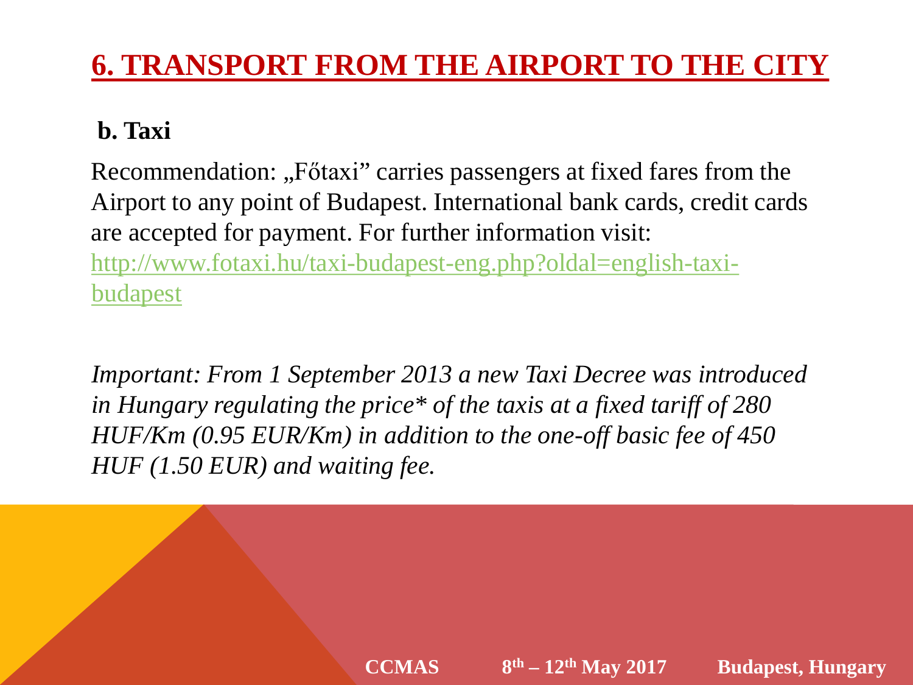# 6. TRANSPORT FROM THE AIRPORT TO THE CITY

**b. Taxi**

Recommendation: „Főtaxi" carries passengers at fixed fares from the Airport to any point of Budapest. International bank cards, credit cards are accepted for payment. For further information visit: http://www.fotaxi.hu/taxi-budapest-eng.php?oldal=english-taxi-budapest

*Important: From 1 September 2013 a new Taxi Decree was introduced in Hungary regulating the price* of the taxis at a fixed tariff of 280 HUF/Km (0.95 EUR/Km) in addition to the one-off basic fee of 450 HUF (1.50 EUR) and waiting fee.*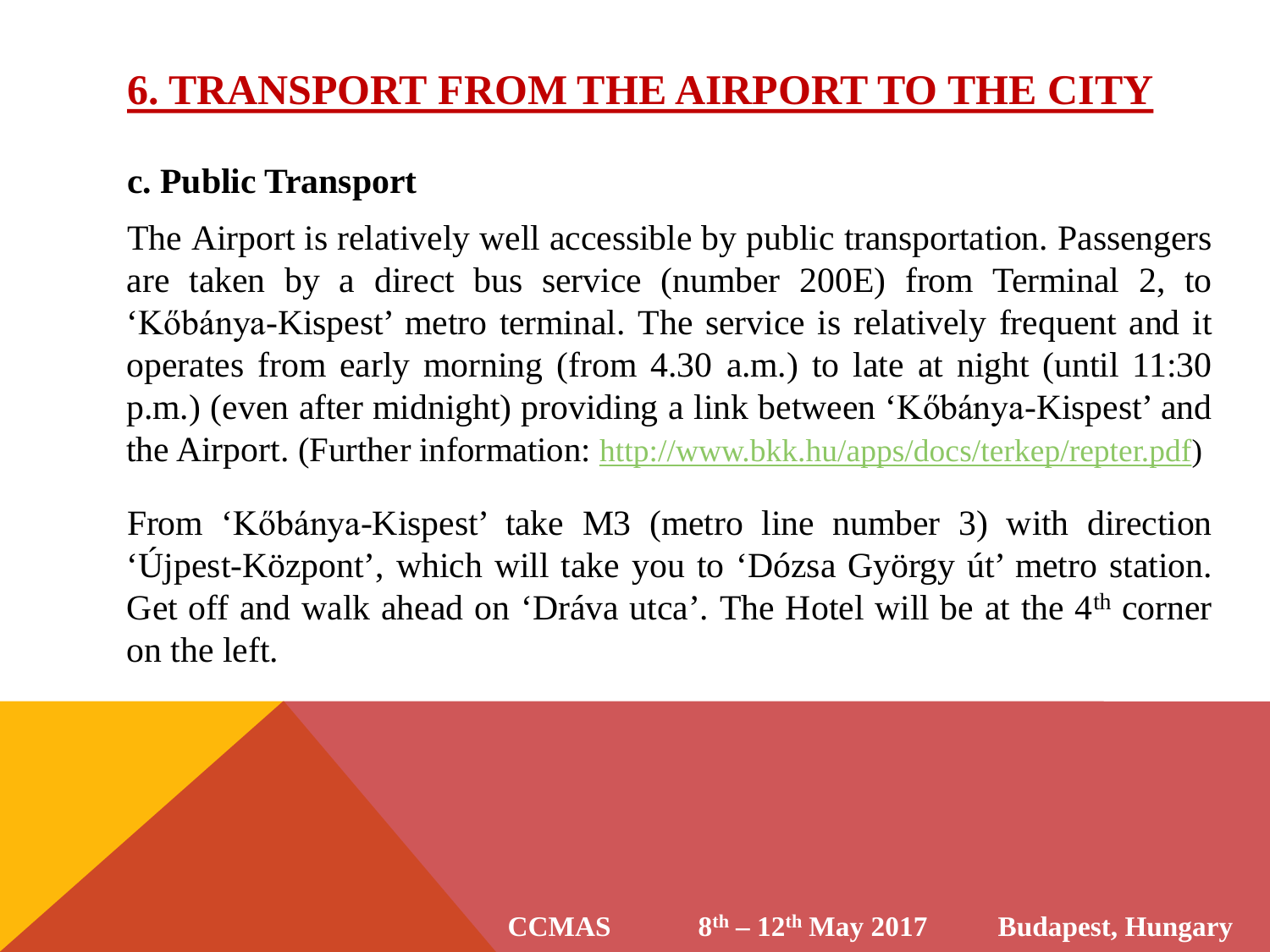# 6. TRANSPORT FROM THE AIRPORT TO THE CITY

### c. Public Transport

The Airport is relatively well accessible by public transportation. Passengers are taken by a direct bus service (number 200E) from Terminal 2, to 'Kőbánya-Kispest' metro terminal. The service is relatively frequent and it operates from early morning (from 4.30 a.m.) to late at night (until 11:30 p.m.) (even after midnight) providing a link between 'Kőbánya-Kispest' and the Airport. (Further information: [http://www.bkk.hu/apps/docs/terkep/repter.pdf](http://www.bkk.hu/apps/docs/terkep/repter.pdf))

From 'Kőbánya-Kispest' take M3 (metro line number 3) with direction 'Újpest-Központ', which will take you to 'Dózsa György út' metro station. Get off and walk ahead on 'Dráva utca'. The Hotel will be at the 4th corner on the left.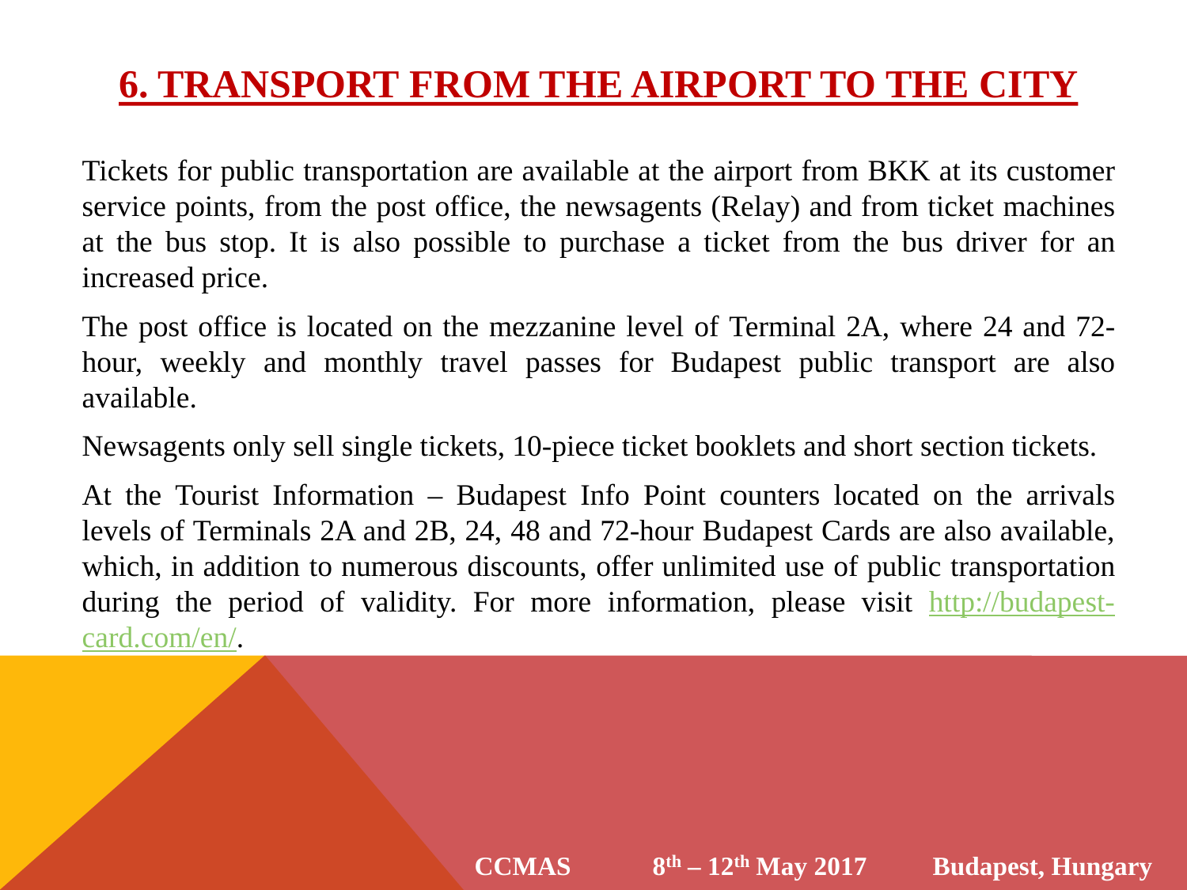# 6. TRANSPORT FROM THE AIRPORT TO THE CITY

Tickets for public transportation are available at the airport from BKK at its customer service points, from the post office, the newsagents (Relay) and from ticket machines at the bus stop. It is also possible to purchase a ticket from the bus driver for an increased price.

The post office is located on the mezzanine level of Terminal 2A, where 24 and 72-hour, weekly and monthly travel passes for Budapest public transport are also available.

Newsagents only sell single tickets, 10-piece ticket booklets and short section tickets.

At the Tourist Information – Budapest Info Point counters located on the arrivals levels of Terminals 2A and 2B, 24, 48 and 72-hour Budapest Cards are also available, which, in addition to numerous discounts, offer unlimited use of public transportation during the period of validity. For more information, please visit [http://budapest-card.com/en/](http://budapest-card.com/en/).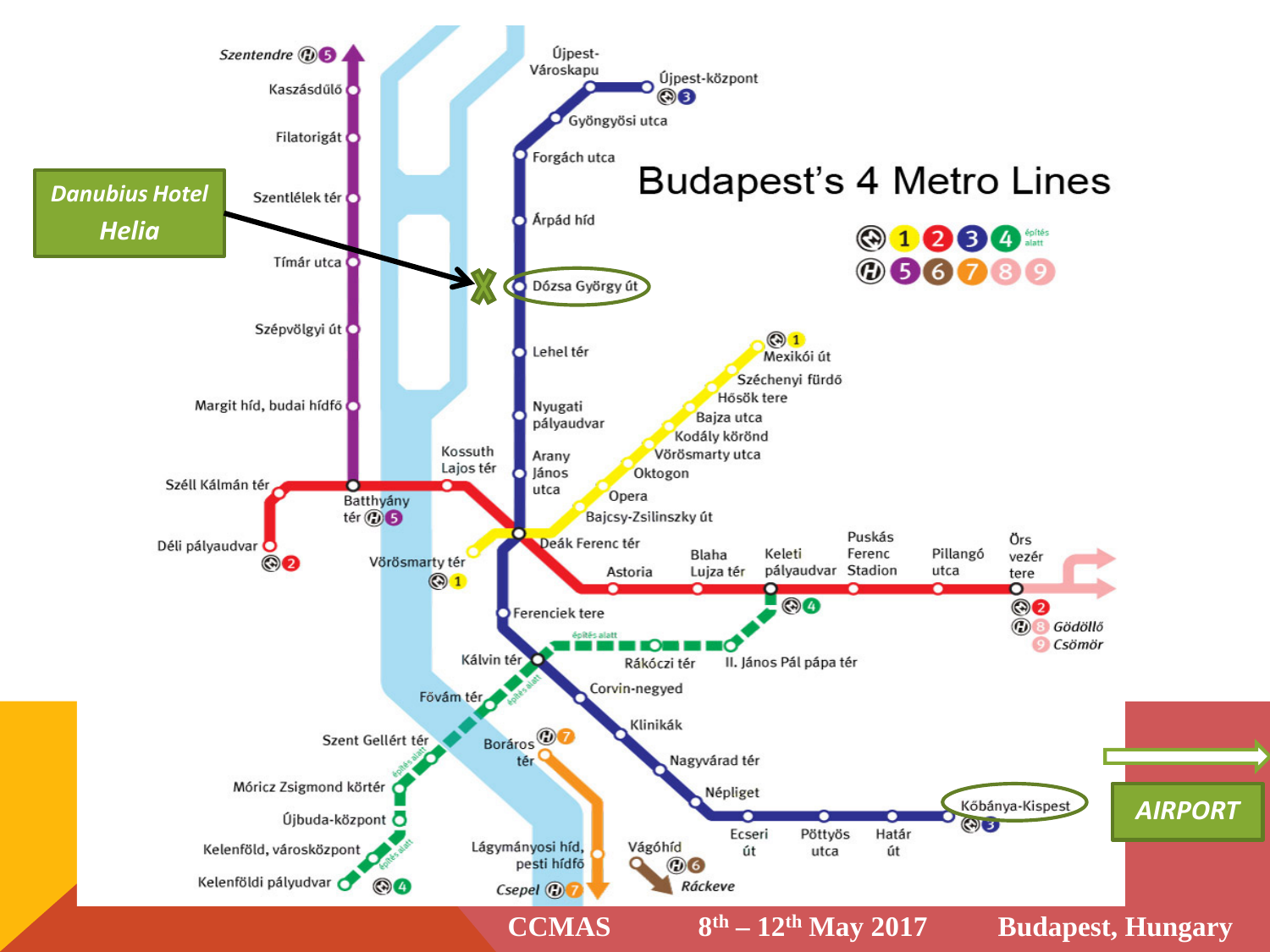# Budapest's 4 Metro Lines

**Danubius Hotel Helia**

**AIRPORT**

Szentendre 5

Kaszásdűlő

Filatorigát

Szentlélek tér

Tímár utca

Szépvölgyi út

Margit híd, budai hídfő

Széll Kálmán tér

Déli pályaudvar 2

Batthyány tér 5

Kossuth Lajos tér

Újpest-Városkapu

Újpest-központ 3

Gyöngyösi utca

Forgách utca

Árpád híd

Dózsa György út

Lehel tér

Nyugati pályaudvar

Arany János utca

Mexikói út 1

Széchenyi fürdő

Hősök tere

Bajza utca

Kodály körönd

Vörösmarty utca

Oktogon

Opera

Bajcsy-Zsilinszky út

Deák Ferenc tér

Vörösmarty tér 1

Astoria

Blaha Lujza tér

Keleti pályaudvar 4

Puskás Ferenc Stadion

Pillangó utca

Örs vezér tere 2

Gödöllő 8

Csömör 9

Ferenciek tere

Kálvin tér

Rákóczi tér

II. János Pál pápa tér

Corvin-negyed

Fővám tér

Szent Gellért tér

Móricz Zsigmond körtér

Újbuda-központ

Kelenföld, városközpont

Kelenföldi pályudvar 4

Klinikák

Nagyvárad tér

Népliget

Ecseri út

Pöttyös utca

Határ út

Kőbánya-Kispest 3

Boráros tér 7

Lágymányosi híd, pesti hídfő

Csepel 7

Vágóhíd 6

Ráckeve

építés alatt

CCMAS 8[th] – 12[th] May 2017 Budapest, Hungary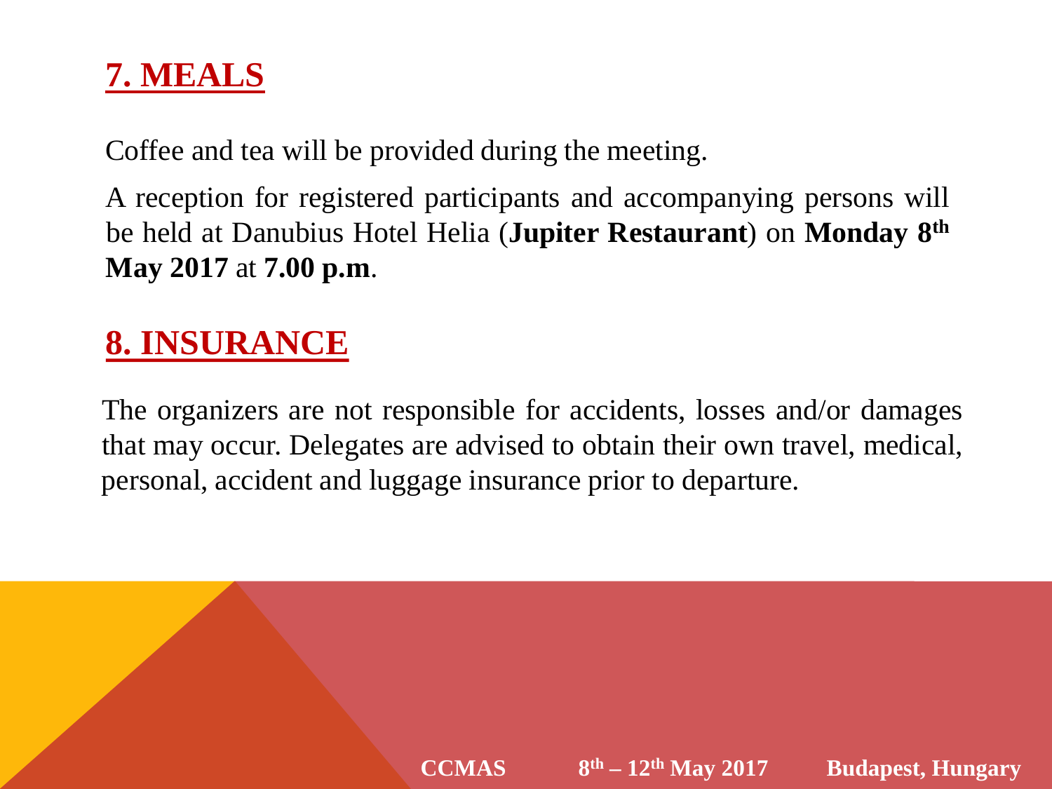## 7. MEALS

Coffee and tea will be provided during the meeting.

A reception for registered participants and accompanying persons will be held at Danubius Hotel Helia (**Jupiter Restaurant**) on **Monday 8th May 2017** at **7.00 p.m**.

## 8. INSURANCE

The organizers are not responsible for accidents, losses and/or damages that may occur. Delegates are advised to obtain their own travel, medical, personal, accident and luggage insurance prior to departure.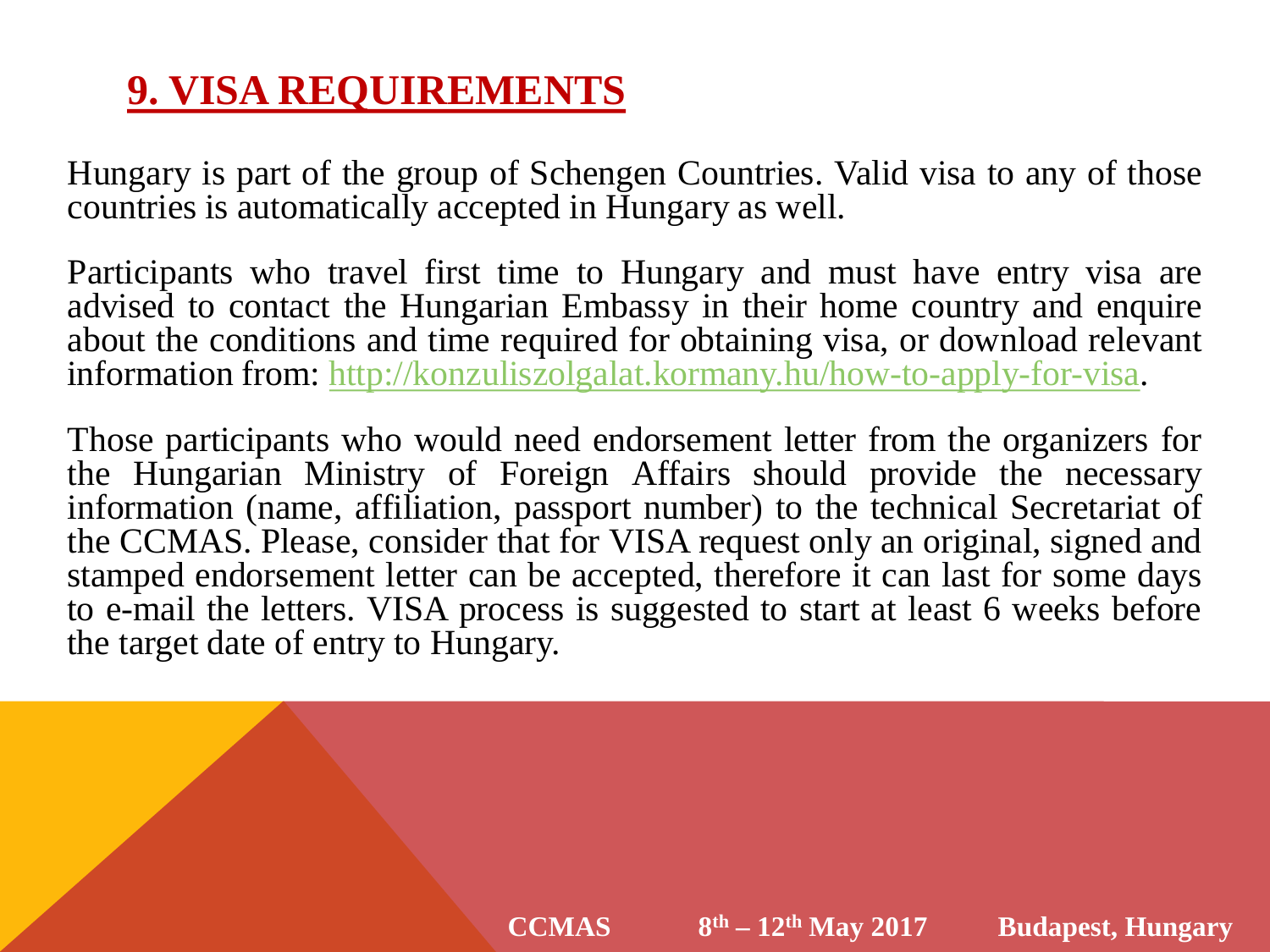## 9. VISA REQUIREMENTS

Hungary is part of the group of Schengen Countries. Valid visa to any of those countries is automatically accepted in Hungary as well.

Participants who travel first time to Hungary and must have entry visa are advised to contact the Hungarian Embassy in their home country and enquire about the conditions and time required for obtaining visa, or download relevant information from: http://konzuliszolgalat.kormany.hu/how-to-apply-for-visa.

Those participants who would need endorsement letter from the organizers for the Hungarian Ministry of Foreign Affairs should provide the necessary information (name, affiliation, passport number) to the technical Secretariat of the CCMAS. Please, consider that for VISA request only an original, signed and stamped endorsement letter can be accepted, therefore it can last for some days to e-mail the letters. VISA process is suggested to start at least 6 weeks before the target date of entry to Hungary.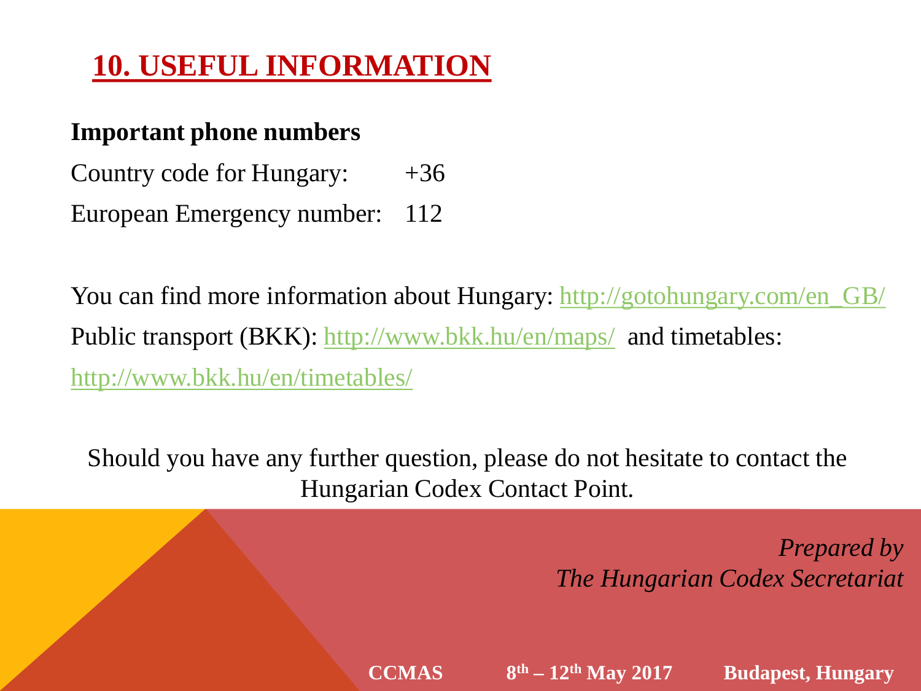# 10. USEFUL INFORMATION

**Important phone numbers**

Country code for Hungary: +36

European Emergency number: 112

You can find more information about Hungary: http://gotohungary.com/en_GB/

Public transport (BKK): http://www.bkk.hu/en/maps/ and timetables: http://www.bkk.hu/en/timetables/

Should you have any further question, please do not hesitate to contact the Hungarian Codex Contact Point.

*Prepared by*
*The Hungarian Codex Secretariat*